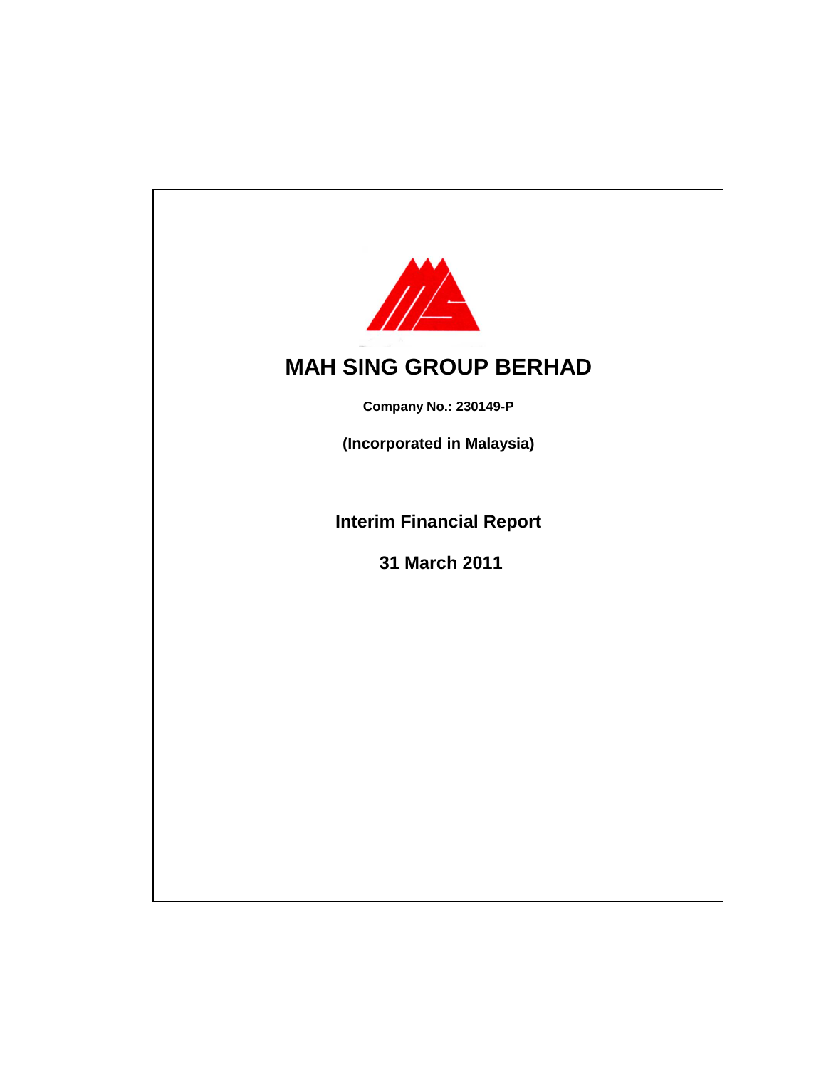# MAH SING GROUP BERHAD

**Company No.: 230149-P**

**(Incorporated in Malaysia)**

## Interim Financial Report

## 31 March 2011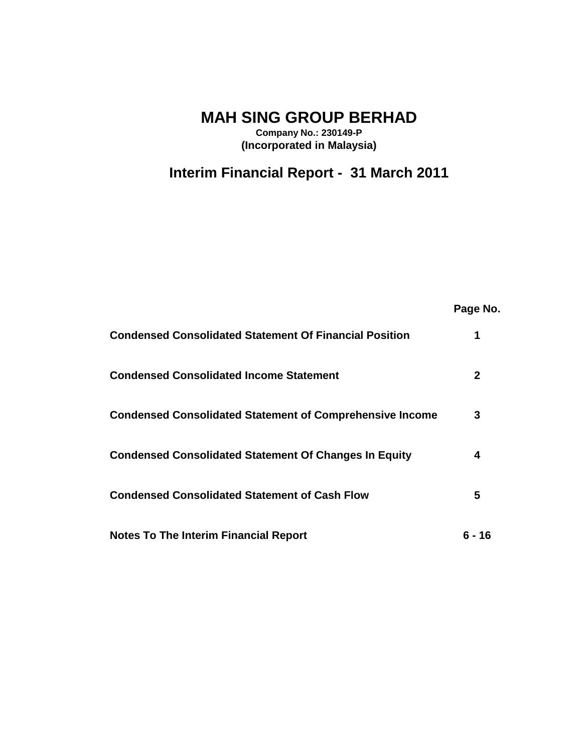# MAH SING GROUP BERHAD

**Company No.: 230149-P**

**(Incorporated in Malaysia)**

## Interim Financial Report - 31 March 2011

| | Page No. |
|---|---|
| **Condensed Consolidated Statement Of Financial Position** | **1** |
| **Condensed Consolidated Income Statement** | **2** |
| **Condensed Consolidated Statement of Comprehensive Income** | **3** |
| **Condensed Consolidated Statement Of Changes In Equity** | **4** |
| **Condensed Consolidated Statement of Cash Flow** | **5** |
| **Notes To The Interim Financial Report** | **6 - 16** |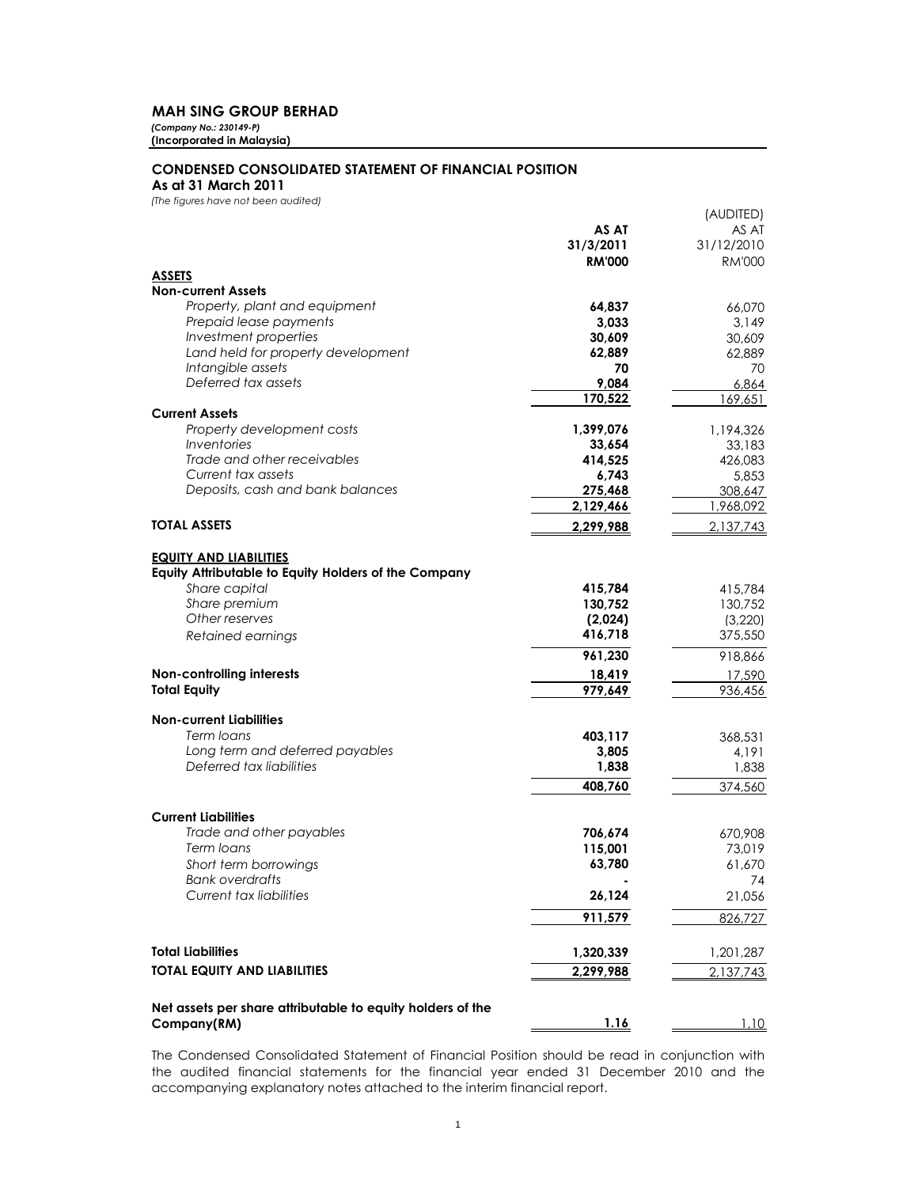# MAH SING GROUP BERHAD

*(Company No.: 230149-P)*
**(Incorporated in Malaysia)**

## CONDENSED CONSOLIDATED STATEMENT OF FINANCIAL POSITION

**As at 31 March 2011**

*(The figures have not been audited)*

| | AS AT 31/3/2011 RM'000 | (AUDITED) AS AT 31/12/2010 RM'000 |
|---|---|---|
| **ASSETS** | | |
| **Non-current Assets** | | |
| *Property, plant and equipment* | **64,837** | 66,070 |
| *Prepaid lease payments* | **3,033** | 3,149 |
| *Investment properties* | **30,609** | 30,609 |
| *Land held for property development* | **62,889** | 62,889 |
| *Intangible assets* | **70** | 70 |
| *Deferred tax assets* | **9,084** | 6,864 |
| | **170,522** | 169,651 |
| **Current Assets** | | |
| *Property development costs* | **1,399,076** | 1,194,326 |
| *Inventories* | **33,654** | 33,183 |
| *Trade and other receivables* | **414,525** | 426,083 |
| *Current tax assets* | **6,743** | 5,853 |
| *Deposits, cash and bank balances* | **275,468** | 308,647 |
| | **2,129,466** | 1,968,092 |
| **TOTAL ASSETS** | **2,299,988** | 2,137,743 |
| | | |
| **EQUITY AND LIABILITIES** | | |
| **Equity Attributable to Equity Holders of the Company** | | |
| *Share capital* | **415,784** | 415,784 |
| *Share premium* | **130,752** | 130,752 |
| *Other reserves* | **(2,024)** | (3,220) |
| *Retained earnings* | **416,718** | 375,550 |
| | **961,230** | 918,866 |
| **Non-controlling interests** | **18,419** | 17,590 |
| **Total Equity** | **979,649** | 936,456 |
| | | |
| **Non-current Liabilities** | | |
| *Term loans* | **403,117** | 368,531 |
| *Long term and deferred payables* | **3,805** | 4,191 |
| *Deferred tax liabilities* | **1,838** | 1,838 |
| | **408,760** | 374,560 |
| | | |
| **Current Liabilities** | | |
| *Trade and other payables* | **706,674** | 670,908 |
| *Term loans* | **115,001** | 73,019 |
| *Short term borrowings* | **63,780** | 61,670 |
| *Bank overdrafts* | **-** | 74 |
| *Current tax liabilities* | **26,124** | 21,056 |
| | **911,579** | 826,727 |
| | | |
| **Total Liabilities** | **1,320,339** | 1,201,287 |
| **TOTAL EQUITY AND LIABILITIES** | **2,299,988** | 2,137,743 |
| | | |
| **Net assets per share attributable to equity holders of the Company(RM)** | **1.16** | 1.10 |

The Condensed Consolidated Statement of Financial Position should be read in conjunction with the audited financial statements for the financial year ended 31 December 2010 and the accompanying explanatory notes attached to the interim financial report.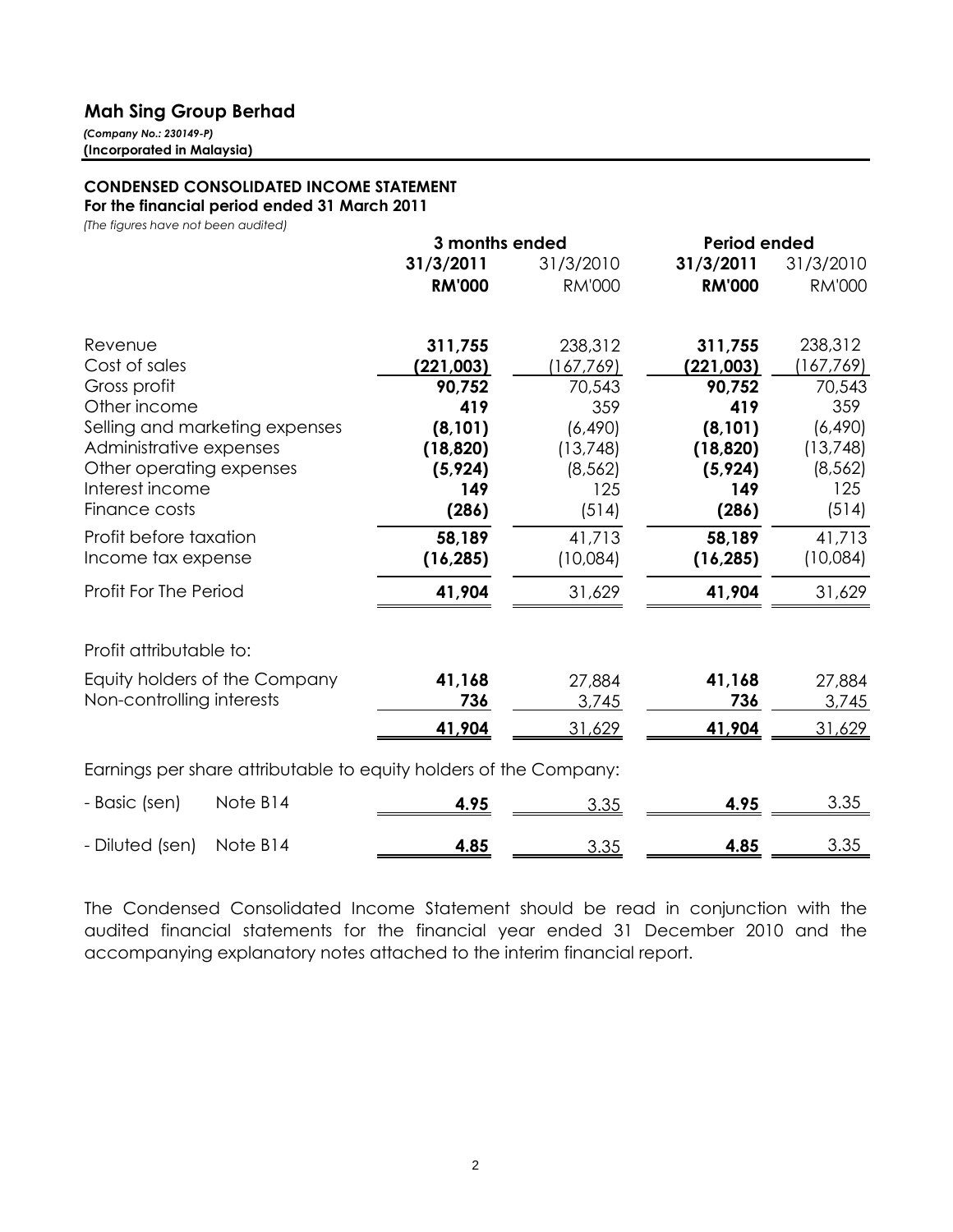# Mah Sing Group Berhad

*(Company No.: 230149-P)*
**(Incorporated in Malaysia)**

## CONDENSED CONSOLIDATED INCOME STATEMENT

**For the financial period ended 31 March 2011**

*(The figures have not been audited)*

| | | 3 months ended | | Period ended | |
|---|---|---|---|---|---|
| | | **31/3/2011** | 31/3/2010 | **31/3/2011** | 31/3/2010 |
| | | **RM'000** | RM'000 | **RM'000** | RM'000 |
| Revenue | | **311,755** | 238,312 | **311,755** | 238,312 |
| Cost of sales | | **(221,003)** | (167,769) | **(221,003)** | (167,769) |
| Gross profit | | **90,752** | 70,543 | **90,752** | 70,543 |
| Other income | | **419** | 359 | **419** | 359 |
| Selling and marketing expenses | | **(8,101)** | (6,490) | **(8,101)** | (6,490) |
| Administrative expenses | | **(18,820)** | (13,748) | **(18,820)** | (13,748) |
| Other operating expenses | | **(5,924)** | (8,562) | **(5,924)** | (8,562) |
| Interest income | | **149** | 125 | **149** | 125 |
| Finance costs | | **(286)** | (514) | **(286)** | (514) |
| Profit before taxation | | **58,189** | 41,713 | **58,189** | 41,713 |
| Income tax expense | | **(16,285)** | (10,084) | **(16,285)** | (10,084) |
| Profit For The Period | | **41,904** | 31,629 | **41,904** | 31,629 |
| | | | | | |
| Profit attributable to: | | | | | |
| Equity holders of the Company | | **41,168** | 27,884 | **41,168** | 27,884 |
| Non-controlling interests | | **736** | 3,745 | **736** | 3,745 |
| | | **41,904** | 31,629 | **41,904** | 31,629 |
| | | | | | |
| Earnings per share attributable to equity holders of the Company: | | | | | |
| - Basic (sen) | Note B14 | **4.95** | 3.35 | **4.95** | 3.35 |
| - Diluted (sen) | Note B14 | **4.85** | 3.35 | **4.85** | 3.35 |

The Condensed Consolidated Income Statement should be read in conjunction with the audited financial statements for the financial year ended 31 December 2010 and the accompanying explanatory notes attached to the interim financial report.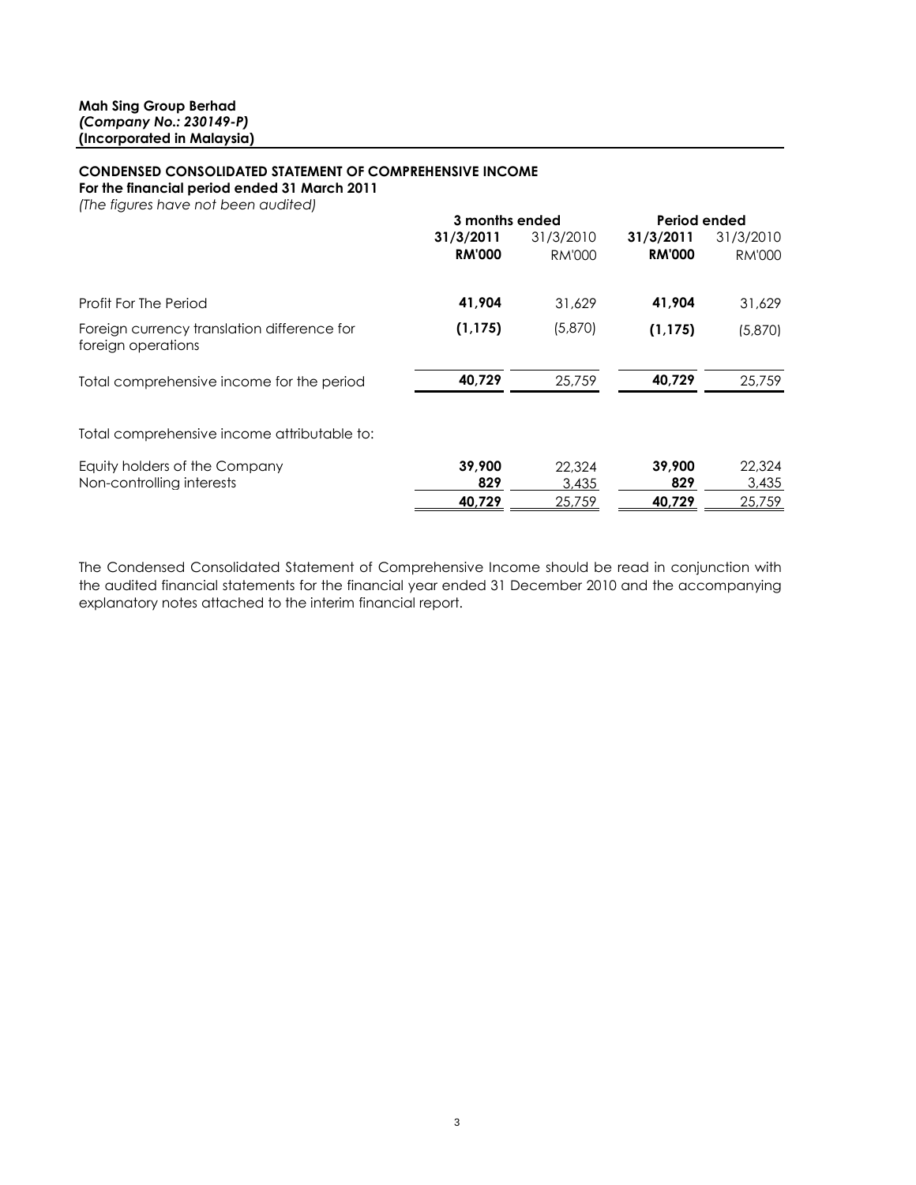**Mah Sing Group Berhad**
***(Company No.: 230149-P)***
**(Incorporated in Malaysia)**

**CONDENSED CONSOLIDATED STATEMENT OF COMPREHENSIVE INCOME**
**For the financial period ended 31 March 2011**
*(The figures have not been audited)*

| | 3 months ended | | Period ended | |
|---|---|---|---|---|
| | **31/3/2011** | 31/3/2010 | **31/3/2011** | 31/3/2010 |
| | **RM'000** | RM'000 | **RM'000** | RM'000 |
| Profit For The Period | **41,904** | 31,629 | **41,904** | 31,629 |
| Foreign currency translation difference for foreign operations | **(1,175)** | (5,870) | **(1,175)** | (5,870) |
| Total comprehensive income for the period | **40,729** | 25,759 | **40,729** | 25,759 |
| Total comprehensive income attributable to: | | | | |
| Equity holders of the Company | **39,900** | 22,324 | **39,900** | 22,324 |
| Non-controlling interests | **829** | 3,435 | **829** | 3,435 |
| | **40,729** | 25,759 | **40,729** | 25,759 |

The Condensed Consolidated Statement of Comprehensive Income should be read in conjunction with the audited financial statements for the financial year ended 31 December 2010 and the accompanying explanatory notes attached to the interim financial report.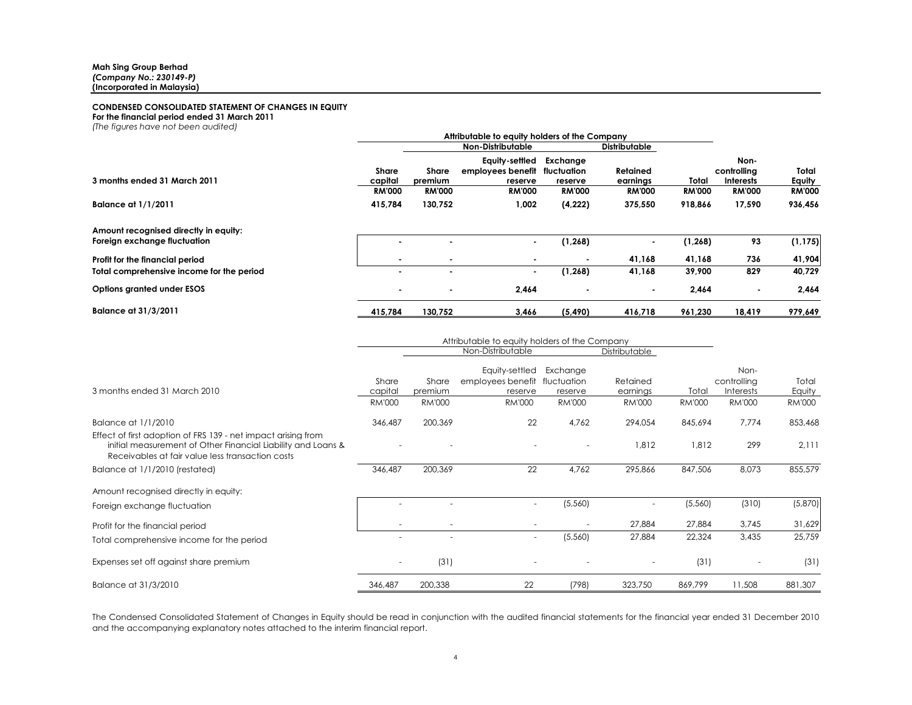**Mah Sing Group Berhad**
***(Company No.: 230149-P)***
**(Incorporated in Malaysia)**

**CONDENSED CONSOLIDATED STATEMENT OF CHANGES IN EQUITY**
**For the financial period ended 31 March 2011**
*(The figures have not been audited)*

| | Attributable to equity holders of the Company | | | | | | | |
|---|---|---|---|---|---|---|---|---|
| | | Non-Distributable | | | Distributable | | | |
| **3 months ended 31 March 2011** | **Share capital** | **Share premium** | **Equity-settled employees benefit reserve** | **Exchange fluctuation reserve** | **Retained earnings** | **Total** | **Non-controlling Interests** | **Total Equity** |
| | **RM'000** | **RM'000** | **RM'000** | **RM'000** | **RM'000** | **RM'000** | **RM'000** | **RM'000** |
| **Balance at 1/1/2011** | **415,784** | **130,752** | **1,002** | **(4,222)** | **375,550** | **918,866** | **17,590** | **936,456** |
| **Amount recognised directly in equity:** | | | | | | | | |
| **Foreign exchange fluctuation** | **-** | **-** | **-** | **(1,268)** | **-** | **(1,268)** | **93** | **(1,175)** |
| **Profit for the financial period** | **-** | **-** | **-** | **-** | **41,168** | **41,168** | **736** | **41,904** |
| **Total comprehensive income for the period** | **-** | **-** | **-** | **(1,268)** | **41,168** | **39,900** | **829** | **40,729** |
| **Options granted under ESOS** | **-** | **-** | **2,464** | **-** | **-** | **2,464** | **-** | **2,464** |
| **Balance at 31/3/2011** | **415,784** | **130,752** | **3,466** | **(5,490)** | **416,718** | **961,230** | **18,419** | **979,649** |

| | Attributable to equity holders of the Company | | | | | | | |
|---|---|---|---|---|---|---|---|---|
| | | Non-Distributable | | | Distributable | | | |
| 3 months ended 31 March 2010 | Share capital | Share premium | Equity-settled employees benefit reserve | Exchange fluctuation reserve | Retained earnings | Total | Non-controlling Interests | Total Equity |
| | RM'000 | RM'000 | RM'000 | RM'000 | RM'000 | RM'000 | RM'000 | RM'000 |
| Balance at 1/1/2010 | 346,487 | 200,369 | 22 | 4,762 | 294,054 | 845,694 | 7,774 | 853,468 |
| Effect of first adoption of FRS 139 - net impact arising from initial measurement of Other Financial Liability and Loans & Receivables at fair value less transaction costs | - | - | - | - | 1,812 | 1,812 | 299 | 2,111 |
| Balance at 1/1/2010 (restated) | 346,487 | 200,369 | 22 | 4,762 | 295,866 | 847,506 | 8,073 | 855,579 |
| Amount recognised directly in equity: | | | | | | | | |
| Foreign exchange fluctuation | - | - | - | (5,560) | - | (5,560) | (310) | (5,870) |
| Profit for the financial period | - | - | - | - | 27,884 | 27,884 | 3,745 | 31,629 |
| Total comprehensive income for the period | - | - | - | (5,560) | 27,884 | 22,324 | 3,435 | 25,759 |
| Expenses set off against share premium | - | (31) | - | - | - | (31) | - | (31) |
| Balance at 31/3/2010 | 346,487 | 200,338 | 22 | (798) | 323,750 | 869,799 | 11,508 | 881,307 |

The Condensed Consolidated Statement of Changes in Equity should be read in conjunction with the audited financial statements for the financial year ended 31 December 2010 and the accompanying explanatory notes attached to the interim financial report.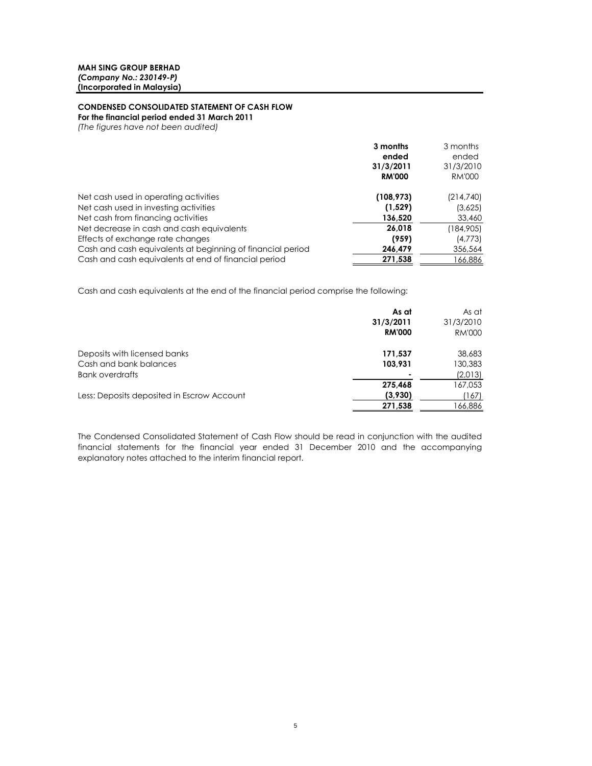**MAH SING GROUP BERHAD**
***(Company No.: 230149-P)***
**(Incorporated in Malaysia)**

**CONDENSED CONSOLIDATED STATEMENT OF CASH FLOW**
**For the financial period ended 31 March 2011**
*(The figures have not been audited)*

| | **3 months ended 31/3/2011 RM'000** | 3 months ended 31/3/2010 RM'000 |
|---|---|---|
| Net cash used in operating activities | **(108,973)** | (214,740) |
| Net cash used in investing activities | **(1,529)** | (3,625) |
| Net cash from financing activities | **136,520** | 33,460 |
| Net decrease in cash and cash equivalents | **26,018** | (184,905) |
| Effects of exchange rate changes | **(959)** | (4,773) |
| Cash and cash equivalents at beginning of financial period | **246,479** | 356,564 |
| Cash and cash equivalents at end of financial period | **271,538** | 166,886 |

Cash and cash equivalents at the end of the financial period comprise the following:

| | **As at 31/3/2011 RM'000** | As at 31/3/2010 RM'000 |
|---|---|---|
| Deposits with licensed banks | **171,537** | 38,683 |
| Cash and bank balances | **103,931** | 130,383 |
| Bank overdrafts | **-** | (2,013) |
| | **275,468** | 167,053 |
| Less: Deposits deposited in Escrow Account | **(3,930)** | (167) |
| | **271,538** | 166,886 |

The Condensed Consolidated Statement of Cash Flow should be read in conjunction with the audited financial statements for the financial year ended 31 December 2010 and the accompanying explanatory notes attached to the interim financial report.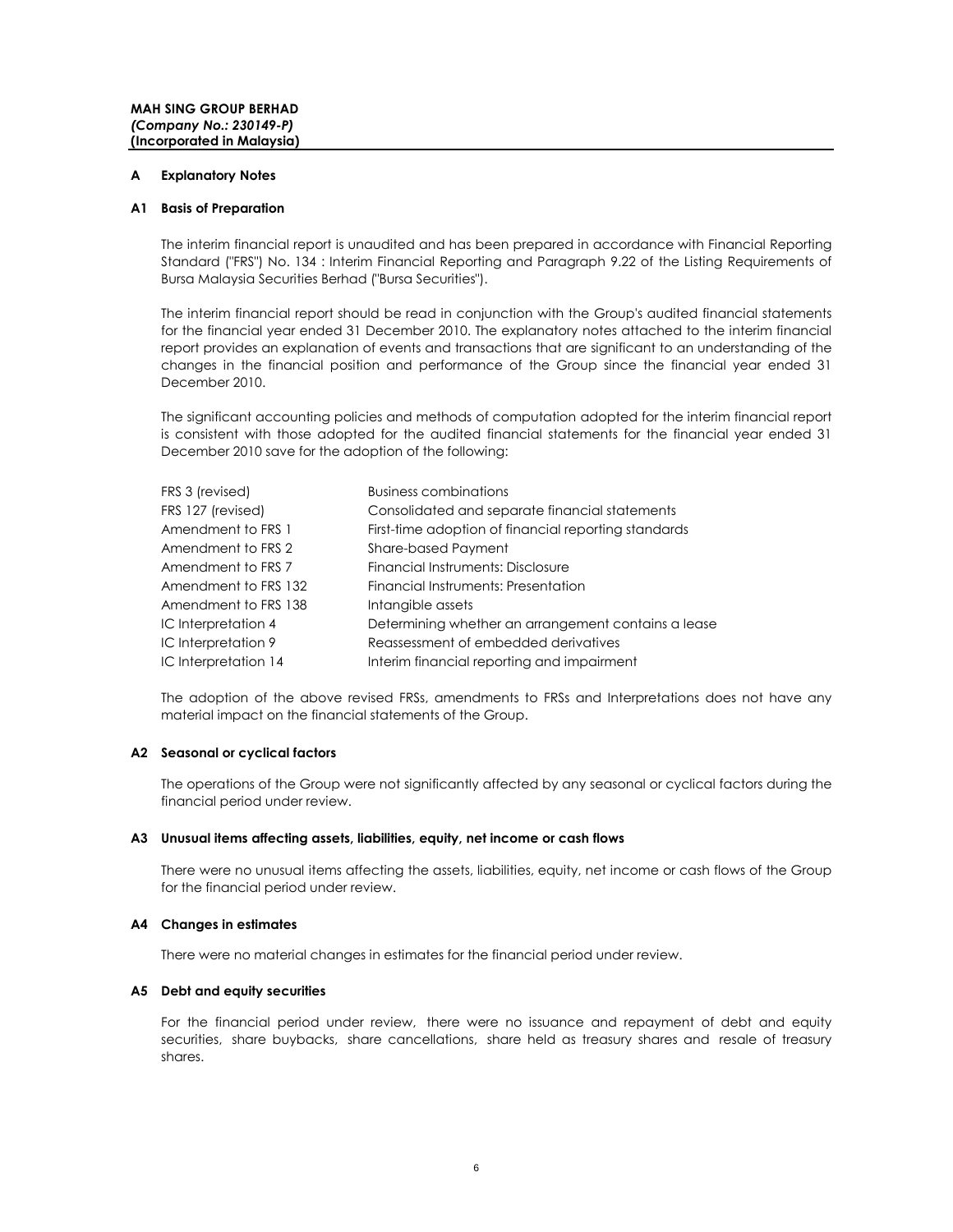**MAH SING GROUP BERHAD**
***(Company No.: 230149-P)***
**(Incorporated in Malaysia)**

## A Explanatory Notes

### A1 Basis of Preparation

The interim financial report is unaudited and has been prepared in accordance with Financial Reporting Standard ("FRS") No. 134 : Interim Financial Reporting and Paragraph 9.22 of the Listing Requirements of Bursa Malaysia Securities Berhad ("Bursa Securities").

The interim financial report should be read in conjunction with the Group's audited financial statements for the financial year ended 31 December 2010. The explanatory notes attached to the interim financial report provides an explanation of events and transactions that are significant to an understanding of the changes in the financial position and performance of the Group since the financial year ended 31 December 2010.

The significant accounting policies and methods of computation adopted for the interim financial report is consistent with those adopted for the audited financial statements for the financial year ended 31 December 2010 save for the adoption of the following:

| | |
|---|---|
| FRS 3 (revised) | Business combinations |
| FRS 127 (revised) | Consolidated and separate financial statements |
| Amendment to FRS 1 | First-time adoption of financial reporting standards |
| Amendment to FRS 2 | Share-based Payment |
| Amendment to FRS 7 | Financial Instruments: Disclosure |
| Amendment to FRS 132 | Financial Instruments: Presentation |
| Amendment to FRS 138 | Intangible assets |
| IC Interpretation 4 | Determining whether an arrangement contains a lease |
| IC Interpretation 9 | Reassessment of embedded derivatives |
| IC Interpretation 14 | Interim financial reporting and impairment |

The adoption of the above revised FRSs, amendments to FRSs and Interpretations does not have any material impact on the financial statements of the Group.

### A2 Seasonal or cyclical factors

The operations of the Group were not significantly affected by any seasonal or cyclical factors during the financial period under review.

### A3 Unusual items affecting assets, liabilities, equity, net income or cash flows

There were no unusual items affecting the assets, liabilities, equity, net income or cash flows of the Group for the financial period under review.

### A4 Changes in estimates

There were no material changes in estimates for the financial period under review.

### A5 Debt and equity securities

For the financial period under review, there were no issuance and repayment of debt and equity securities, share buybacks, share cancellations, share held as treasury shares and resale of treasury shares.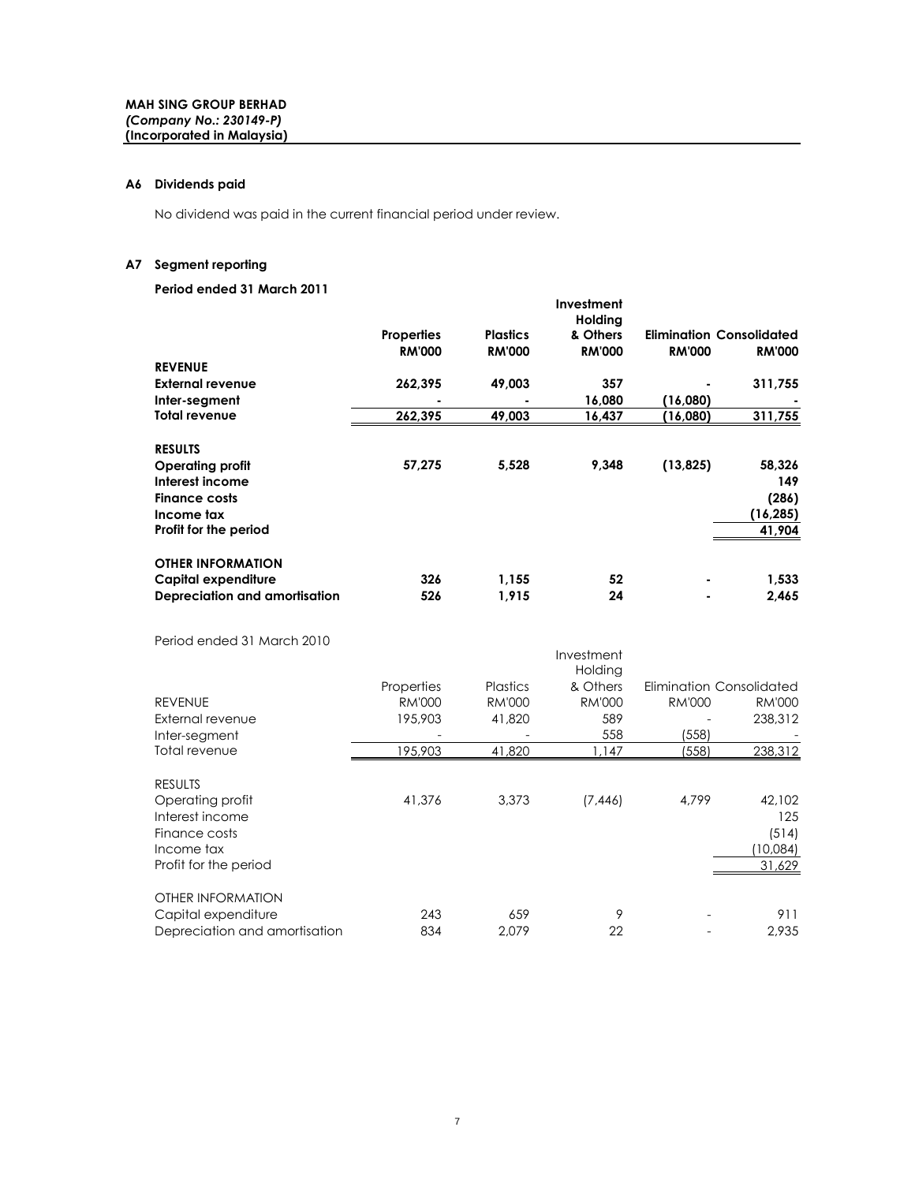**MAH SING GROUP BERHAD**
***(Company No.: 230149-P)***
**(Incorporated in Malaysia)**

## A6 Dividends paid

No dividend was paid in the current financial period under review.

## A7 Segment reporting

**Period ended 31 March 2011**

| | **Properties RM'000** | **Plastics RM'000** | **Investment Holding & Others RM'000** | **Elimination RM'000** | **Consolidated RM'000** |
|---|---|---|---|---|---|
| **REVENUE** | | | | | |
| **External revenue** | **262,395** | **49,003** | **357** | **-** | **311,755** |
| **Inter-segment** | **-** | **-** | **16,080** | **(16,080)** | **-** |
| **Total revenue** | **262,395** | **49,003** | **16,437** | **(16,080)** | **311,755** |
| | | | | | |
| **RESULTS** | | | | | |
| **Operating profit** | **57,275** | **5,528** | **9,348** | **(13,825)** | **58,326** |
| **Interest income** | | | | | **149** |
| **Finance costs** | | | | | **(286)** |
| **Income tax** | | | | | **(16,285)** |
| **Profit for the period** | | | | | **41,904** |
| | | | | | |
| **OTHER INFORMATION** | | | | | |
| **Capital expenditure** | **326** | **1,155** | **52** | **-** | **1,533** |
| **Depreciation and amortisation** | **526** | **1,915** | **24** | **-** | **2,465** |

Period ended 31 March 2010

| | Properties RM'000 | Plastics RM'000 | Investment Holding & Others RM'000 | Elimination RM'000 | Consolidated RM'000 |
|---|---|---|---|---|---|
| REVENUE | | | | | |
| External revenue | 195,903 | 41,820 | 589 | - | 238,312 |
| Inter-segment | - | - | 558 | (558) | - |
| Total revenue | 195,903 | 41,820 | 1,147 | (558) | 238,312 |
| | | | | | |
| RESULTS | | | | | |
| Operating profit | 41,376 | 3,373 | (7,446) | 4,799 | 42,102 |
| Interest income | | | | | 125 |
| Finance costs | | | | | (514) |
| Income tax | | | | | (10,084) |
| Profit for the period | | | | | 31,629 |
| | | | | | |
| OTHER INFORMATION | | | | | |
| Capital expenditure | 243 | 659 | 9 | - | 911 |
| Depreciation and amortisation | 834 | 2,079 | 22 | - | 2,935 |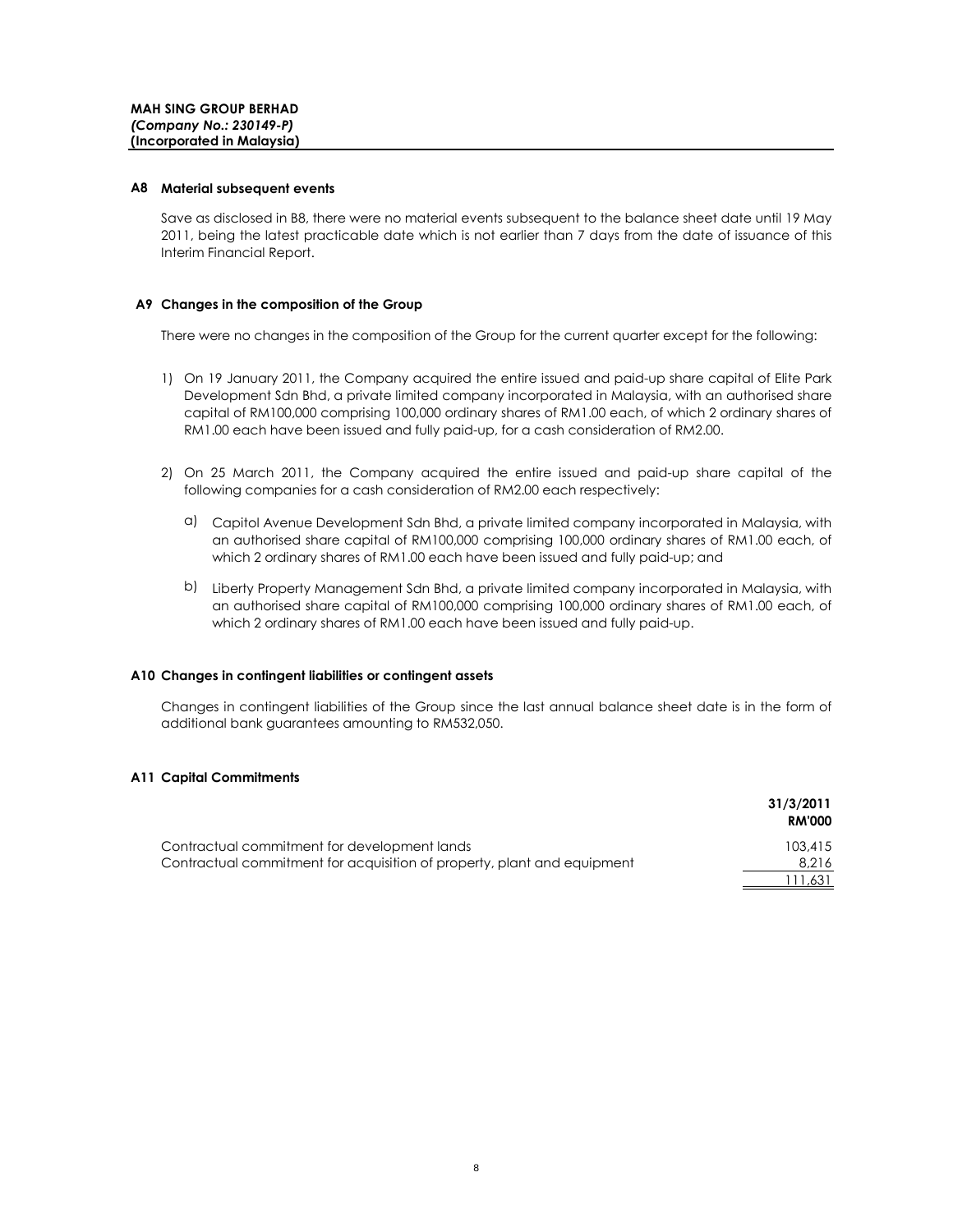### A8 Material subsequent events

Save as disclosed in B8, there were no material events subsequent to the balance sheet date until 19 May 2011, being the latest practicable date which is not earlier than 7 days from the date of issuance of this Interim Financial Report.

### A9 Changes in the composition of the Group

There were no changes in the composition of the Group for the current quarter except for the following:

1) On 19 January 2011, the Company acquired the entire issued and paid-up share capital of Elite Park Development Sdn Bhd, a private limited company incorporated in Malaysia, with an authorised share capital of RM100,000 comprising 100,000 ordinary shares of RM1.00 each, of which 2 ordinary shares of RM1.00 each have been issued and fully paid-up, for a cash consideration of RM2.00.

2) On 25 March 2011, the Company acquired the entire issued and paid-up share capital of the following companies for a cash consideration of RM2.00 each respectively:

   a) Capitol Avenue Development Sdn Bhd, a private limited company incorporated in Malaysia, with an authorised share capital of RM100,000 comprising 100,000 ordinary shares of RM1.00 each, of which 2 ordinary shares of RM1.00 each have been issued and fully paid-up; and

   b) Liberty Property Management Sdn Bhd, a private limited company incorporated in Malaysia, with an authorised share capital of RM100,000 comprising 100,000 ordinary shares of RM1.00 each, of which 2 ordinary shares of RM1.00 each have been issued and fully paid-up.

### A10 Changes in contingent liabilities or contingent assets

Changes in contingent liabilities of the Group since the last annual balance sheet date is in the form of additional bank guarantees amounting to RM532,050.

### A11 Capital Commitments

| | 31/3/2011 RM'000 |
|---|---|
| Contractual commitment for development lands | 103,415 |
| Contractual commitment for acquisition of property, plant and equipment | 8,216 |
| | 111,631 |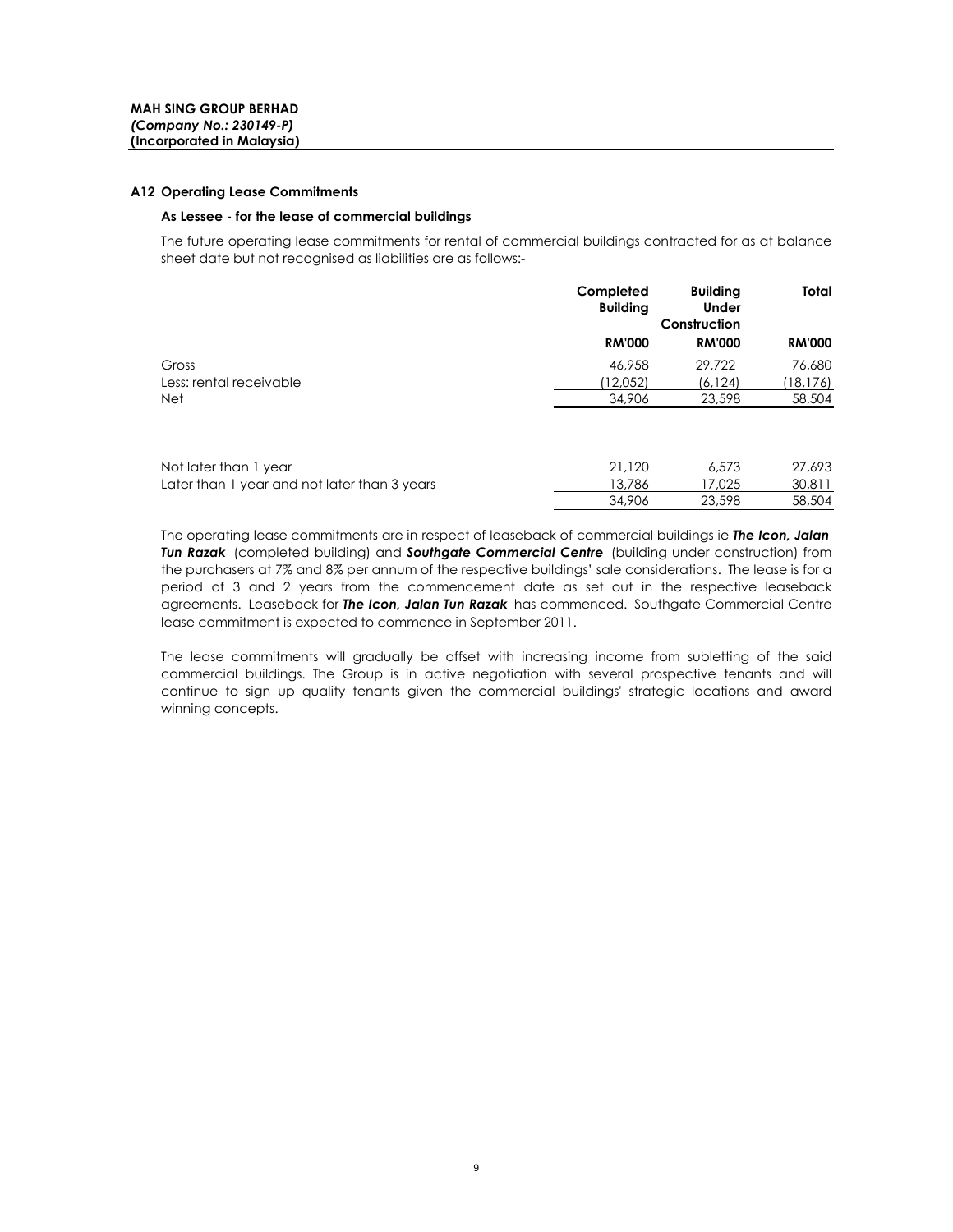**MAH SING GROUP BERHAD**
***(Company No.: 230149-P)***
**(Incorporated in Malaysia)**

## A12 Operating Lease Commitments

**As Lessee - for the lease of commercial buildings**

The future operating lease commitments for rental of commercial buildings contracted for as at balance sheet date but not recognised as liabilities are as follows:-

| | Completed Building | Building Under Construction | Total |
|---|---|---|---|
| | RM'000 | RM'000 | RM'000 |
| Gross | 46,958 | 29,722 | 76,680 |
| Less: rental receivable | (12,052) | (6,124) | (18,176) |
| Net | 34,906 | 23,598 | 58,504 |
| | | | |
| Not later than 1 year | 21,120 | 6,573 | 27,693 |
| Later than 1 year and not later than 3 years | 13,786 | 17,025 | 30,811 |
| | 34,906 | 23,598 | 58,504 |

The operating lease commitments are in respect of leaseback of commercial buildings ie ***The Icon, Jalan Tun Razak*** (completed building) and ***Southgate Commercial Centre*** (building under construction) from the purchasers at 7% and 8% per annum of the respective buildings' sale considerations. The lease is for a period of 3 and 2 years from the commencement date as set out in the respective leaseback agreements. Leaseback for ***The Icon, Jalan Tun Razak*** has commenced. Southgate Commercial Centre lease commitment is expected to commence in September 2011.

The lease commitments will gradually be offset with increasing income from subletting of the said commercial buildings. The Group is in active negotiation with several prospective tenants and will continue to sign up quality tenants given the commercial buildings' strategic locations and award winning concepts.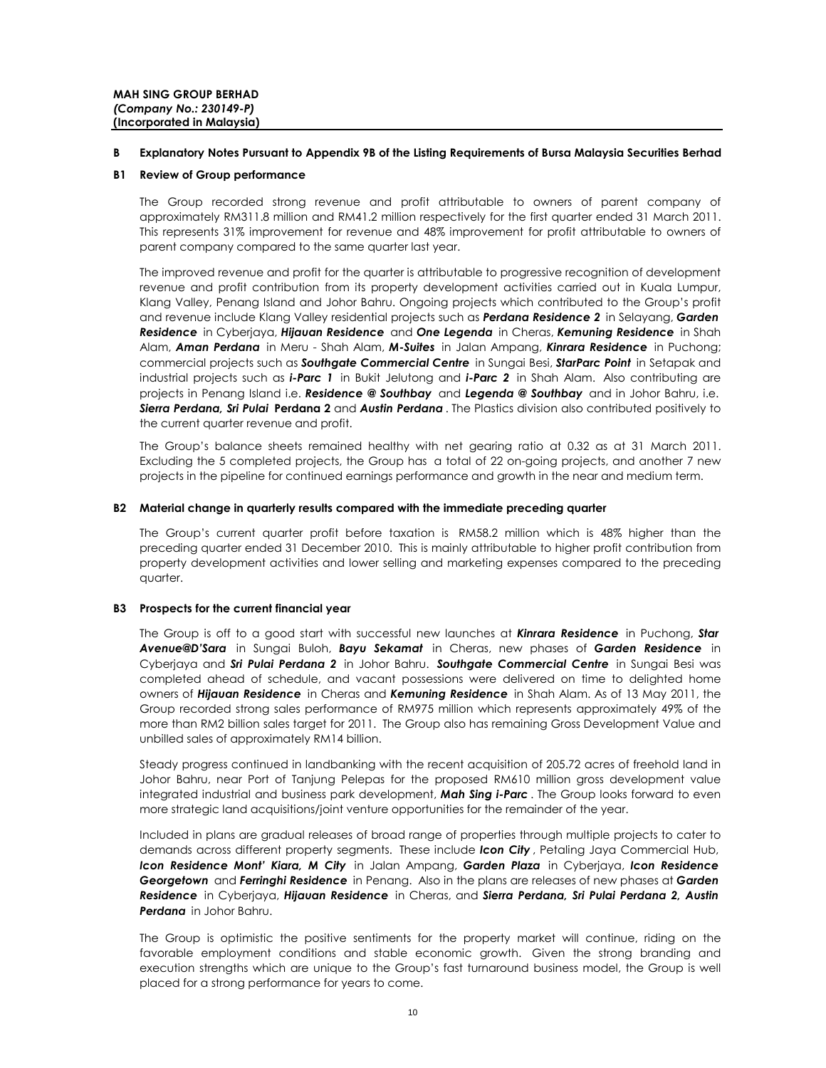**MAH SING GROUP BERHAD**
***(Company No.: 230149-P)***
**(Incorporated in Malaysia)**

## B Explanatory Notes Pursuant to Appendix 9B of the Listing Requirements of Bursa Malaysia Securities Berhad

### B1 Review of Group performance

The Group recorded strong revenue and profit attributable to owners of parent company of approximately RM311.8 million and RM41.2 million respectively for the first quarter ended 31 March 2011. This represents 31% improvement for revenue and 48% improvement for profit attributable to owners of parent company compared to the same quarter last year.

The improved revenue and profit for the quarter is attributable to progressive recognition of development revenue and profit contribution from its property development activities carried out in Kuala Lumpur, Klang Valley, Penang Island and Johor Bahru. Ongoing projects which contributed to the Group's profit and revenue include Klang Valley residential projects such as ***Perdana Residence 2*** in Selayang, ***Garden Residence*** in Cyberjaya, ***Hijauan Residence*** and ***One Legenda*** in Cheras, ***Kemuning Residence*** in Shah Alam, ***Aman Perdana*** in Meru - Shah Alam, ***M-Suites*** in Jalan Ampang, ***Kinrara Residence*** in Puchong; commercial projects such as ***Southgate Commercial Centre*** in Sungai Besi, ***StarParc Point*** in Setapak and industrial projects such as ***i-Parc 1*** in Bukit Jelutong and ***i-Parc 2*** in Shah Alam. Also contributing are projects in Penang Island i.e. ***Residence @ Southbay*** and ***Legenda @ Southbay*** and in Johor Bahru, i.e. ***Sierra Perdana, Sri Pulai*** **Perdana 2** and ***Austin Perdana***. The Plastics division also contributed positively to the current quarter revenue and profit.

The Group's balance sheets remained healthy with net gearing ratio at 0.32 as at 31 March 2011. Excluding the 5 completed projects, the Group has a total of 22 on-going projects, and another 7 new projects in the pipeline for continued earnings performance and growth in the near and medium term.

### B2 Material change in quarterly results compared with the immediate preceding quarter

The Group's current quarter profit before taxation is RM58.2 million which is 48% higher than the preceding quarter ended 31 December 2010. This is mainly attributable to higher profit contribution from property development activities and lower selling and marketing expenses compared to the preceding quarter.

### B3 Prospects for the current financial year

The Group is off to a good start with successful new launches at ***Kinrara Residence*** in Puchong, ***Star Avenue@D'Sara*** in Sungai Buloh, ***Bayu Sekamat*** in Cheras, new phases of ***Garden Residence*** in Cyberjaya and ***Sri Pulai Perdana 2*** in Johor Bahru. ***Southgate Commercial Centre*** in Sungai Besi was completed ahead of schedule, and vacant possessions were delivered on time to delighted home owners of ***Hijauan Residence*** in Cheras and ***Kemuning Residence*** in Shah Alam. As of 13 May 2011, the Group recorded strong sales performance of RM975 million which represents approximately 49% of the more than RM2 billion sales target for 2011. The Group also has remaining Gross Development Value and unbilled sales of approximately RM14 billion.

Steady progress continued in landbanking with the recent acquisition of 205.72 acres of freehold land in Johor Bahru, near Port of Tanjung Pelepas for the proposed RM610 million gross development value integrated industrial and business park development, ***Mah Sing i-Parc***. The Group looks forward to even more strategic land acquisitions/joint venture opportunities for the remainder of the year.

Included in plans are gradual releases of broad range of properties through multiple projects to cater to demands across different property segments. These include ***Icon City***, Petaling Jaya Commercial Hub, ***Icon Residence Mont' Kiara, M City*** in Jalan Ampang, ***Garden Plaza*** in Cyberjaya, ***Icon Residence Georgetown*** and ***Ferringhi Residence*** in Penang. Also in the plans are releases of new phases at ***Garden Residence*** in Cyberjaya, ***Hijauan Residence*** in Cheras, and ***Sierra Perdana, Sri Pulai Perdana 2, Austin Perdana*** in Johor Bahru.

The Group is optimistic the positive sentiments for the property market will continue, riding on the favorable employment conditions and stable economic growth. Given the strong branding and execution strengths which are unique to the Group's fast turnaround business model, the Group is well placed for a strong performance for years to come.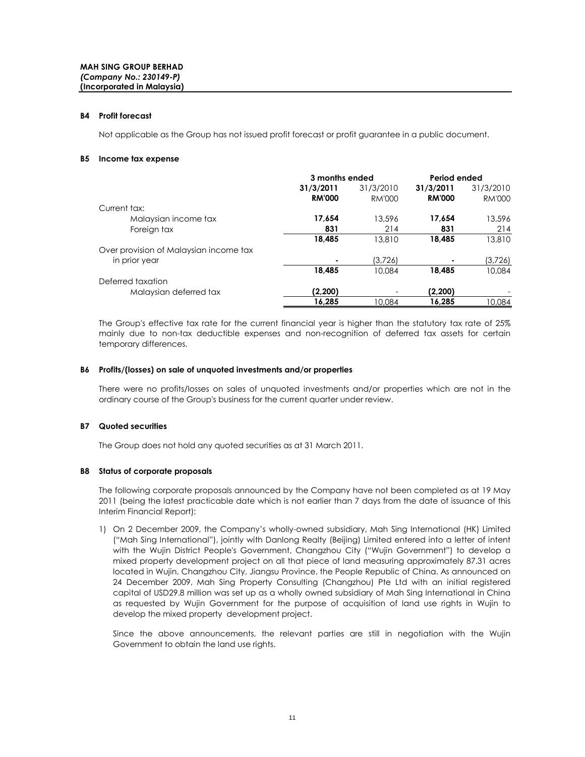**MAH SING GROUP BERHAD**
***(Company No.: 230149-P)***
**(Incorporated in Malaysia)**

**B4 Profit forecast**

Not applicable as the Group has not issued profit forecast or profit guarantee in a public document.

**B5 Income tax expense**

| | 3 months ended | | Period ended | |
|---|---|---|---|---|
| | **31/3/2011** | 31/3/2010 | **31/3/2011** | 31/3/2010 |
| | **RM'000** | RM'000 | **RM'000** | RM'000 |
| Current tax: | | | | |
| Malaysian income tax | **17,654** | 13,596 | **17,654** | 13,596 |
| Foreign tax | **831** | 214 | **831** | 214 |
| | **18,485** | 13,810 | **18,485** | 13,810 |
| Over provision of Malaysian income tax in prior year | **-** | (3,726) | **-** | (3,726) |
| | **18,485** | 10,084 | **18,485** | 10,084 |
| Deferred taxation | | | | |
| Malaysian deferred tax | **(2,200)** | - | **(2,200)** | - |
| | **16,285** | 10,084 | **16,285** | 10,084 |

The Group's effective tax rate for the current financial year is higher than the statutory tax rate of 25% mainly due to non-tax deductible expenses and non-recognition of deferred tax assets for certain temporary differences.

**B6 Profits/(losses) on sale of unquoted investments and/or properties**

There were no profits/losses on sales of unquoted investments and/or properties which are not in the ordinary course of the Group's business for the current quarter under review.

**B7 Quoted securities**

The Group does not hold any quoted securities as at 31 March 2011.

**B8 Status of corporate proposals**

The following corporate proposals announced by the Company have not been completed as at 19 May 2011 (being the latest practicable date which is not earlier than 7 days from the date of issuance of this Interim Financial Report):

1) On 2 December 2009, the Company's wholly-owned subsidiary, Mah Sing International (HK) Limited ("Mah Sing International"), jointly with Danlong Realty (Beijing) Limited entered into a letter of intent with the Wujin District People's Government, Changzhou City ("Wujin Government") to develop a mixed property development project on all that piece of land measuring approximately 87.31 acres located in Wujin, Changzhou City, Jiangsu Province, the People Republic of China. As announced on 24 December 2009, Mah Sing Property Consulting (Changzhou) Pte Ltd with an initial registered capital of USD29.8 million was set up as a wholly owned subsidiary of Mah Sing International in China as requested by Wujin Government for the purpose of acquisition of land use rights in Wujin to develop the mixed property development project.

   Since the above announcements, the relevant parties are still in negotiation with the Wujin Government to obtain the land use rights.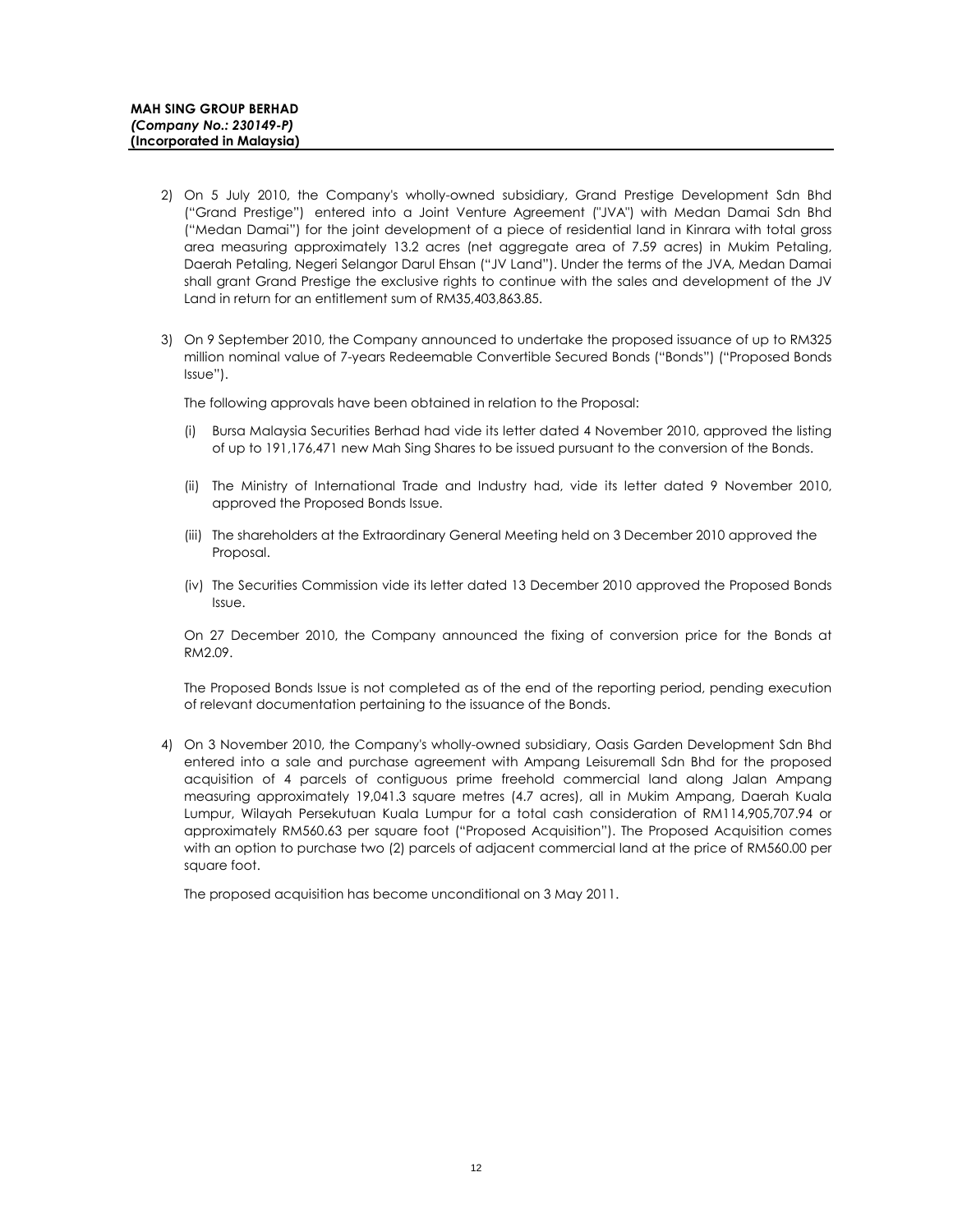2) On 5 July 2010, the Company's wholly-owned subsidiary, Grand Prestige Development Sdn Bhd ("Grand Prestige") entered into a Joint Venture Agreement ("JVA") with Medan Damai Sdn Bhd ("Medan Damai") for the joint development of a piece of residential land in Kinrara with total gross area measuring approximately 13.2 acres (net aggregate area of 7.59 acres) in Mukim Petaling, Daerah Petaling, Negeri Selangor Darul Ehsan ("JV Land"). Under the terms of the JVA, Medan Damai shall grant Grand Prestige the exclusive rights to continue with the sales and development of the JV Land in return for an entitlement sum of RM35,403,863.85.

3) On 9 September 2010, the Company announced to undertake the proposed issuance of up to RM325 million nominal value of 7-years Redeemable Convertible Secured Bonds ("Bonds") ("Proposed Bonds Issue").

   The following approvals have been obtained in relation to the Proposal:

   (i) Bursa Malaysia Securities Berhad had vide its letter dated 4 November 2010, approved the listing of up to 191,176,471 new Mah Sing Shares to be issued pursuant to the conversion of the Bonds.

   (ii) The Ministry of International Trade and Industry had, vide its letter dated 9 November 2010, approved the Proposed Bonds Issue.

   (iii) The shareholders at the Extraordinary General Meeting held on 3 December 2010 approved the Proposal.

   (iv) The Securities Commission vide its letter dated 13 December 2010 approved the Proposed Bonds Issue.

   On 27 December 2010, the Company announced the fixing of conversion price for the Bonds at RM2.09.

   The Proposed Bonds Issue is not completed as of the end of the reporting period, pending execution of relevant documentation pertaining to the issuance of the Bonds.

4) On 3 November 2010, the Company's wholly-owned subsidiary, Oasis Garden Development Sdn Bhd entered into a sale and purchase agreement with Ampang Leisuremall Sdn Bhd for the proposed acquisition of 4 parcels of contiguous prime freehold commercial land along Jalan Ampang measuring approximately 19,041.3 square metres (4.7 acres), all in Mukim Ampang, Daerah Kuala Lumpur, Wilayah Persekutuan Kuala Lumpur for a total cash consideration of RM114,905,707.94 or approximately RM560.63 per square foot ("Proposed Acquisition"). The Proposed Acquisition comes with an option to purchase two (2) parcels of adjacent commercial land at the price of RM560.00 per square foot.

   The proposed acquisition has become unconditional on 3 May 2011.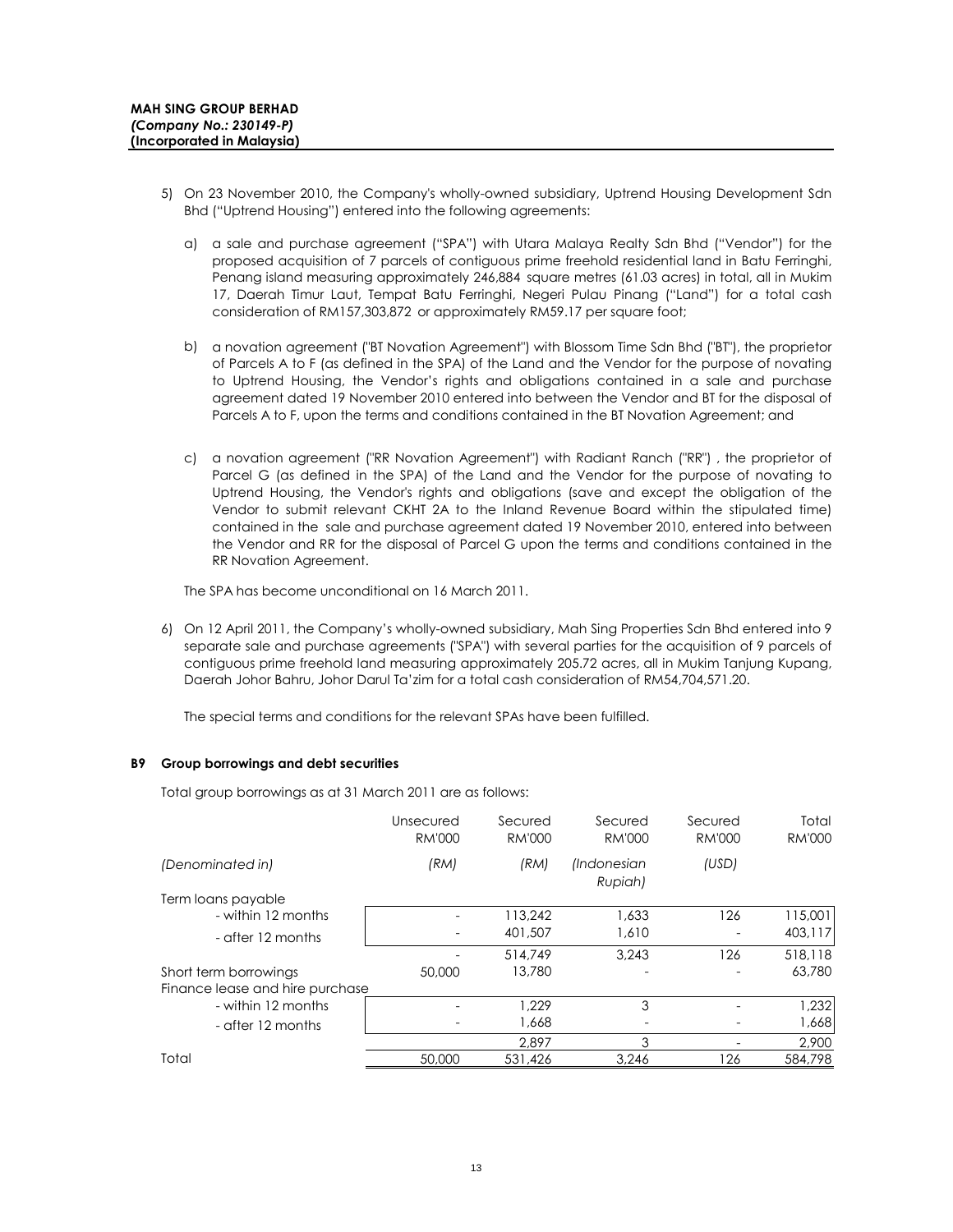**MAH SING GROUP BERHAD**
***(Company No.: 230149-P)***
**(Incorporated in Malaysia)**

5) On 23 November 2010, the Company's wholly-owned subsidiary, Uptrend Housing Development Sdn Bhd ("Uptrend Housing") entered into the following agreements:

   a) a sale and purchase agreement ("SPA") with Utara Malaya Realty Sdn Bhd ("Vendor") for the proposed acquisition of 7 parcels of contiguous prime freehold residential land in Batu Ferringhi, Penang island measuring approximately 246,884 square metres (61.03 acres) in total, all in Mukim 17, Daerah Timur Laut, Tempat Batu Ferringhi, Negeri Pulau Pinang ("Land") for a total cash consideration of RM157,303,872 or approximately RM59.17 per square foot;

   b) a novation agreement ("BT Novation Agreement") with Blossom Time Sdn Bhd ("BT"), the proprietor of Parcels A to F (as defined in the SPA) of the Land and the Vendor for the purpose of novating to Uptrend Housing, the Vendor's rights and obligations contained in a sale and purchase agreement dated 19 November 2010 entered into between the Vendor and BT for the disposal of Parcels A to F, upon the terms and conditions contained in the BT Novation Agreement; and

   c) a novation agreement ("RR Novation Agreement") with Radiant Ranch ("RR") , the proprietor of Parcel G (as defined in the SPA) of the Land and the Vendor for the purpose of novating to Uptrend Housing, the Vendor's rights and obligations (save and except the obligation of the Vendor to submit relevant CKHT 2A to the Inland Revenue Board within the stipulated time) contained in the sale and purchase agreement dated 19 November 2010, entered into between the Vendor and RR for the disposal of Parcel G upon the terms and conditions contained in the RR Novation Agreement.

   The SPA has become unconditional on 16 March 2011.

6) On 12 April 2011, the Company's wholly-owned subsidiary, Mah Sing Properties Sdn Bhd entered into 9 separate sale and purchase agreements ("SPA") with several parties for the acquisition of 9 parcels of contiguous prime freehold land measuring approximately 205.72 acres, all in Mukim Tanjung Kupang, Daerah Johor Bahru, Johor Darul Ta'zim for a total cash consideration of RM54,704,571.20.

   The special terms and conditions for the relevant SPAs have been fulfilled.

## B9 Group borrowings and debt securities

Total group borrowings as at 31 March 2011 are as follows:

| | Unsecured RM'000 | Secured RM'000 | Secured RM'000 | Secured RM'000 | Total RM'000 |
|---|---|---|---|---|---|
| *(Denominated in)* | *(RM)* | *(RM)* | *(Indonesian Rupiah)* | *(USD)* | |
| Term loans payable | | | | | |
| - within 12 months | - | 113,242 | 1,633 | 126 | 115,001 |
| - after 12 months | - | 401,507 | 1,610 | - | 403,117 |
| | - | 514,749 | 3,243 | 126 | 518,118 |
| Short term borrowings | 50,000 | 13,780 | - | - | 63,780 |
| Finance lease and hire purchase | | | | | |
| - within 12 months | - | 1,229 | 3 | - | 1,232 |
| - after 12 months | - | 1,668 | - | - | 1,668 |
| | | 2,897 | 3 | - | 2,900 |
| Total | 50,000 | 531,426 | 3,246 | 126 | 584,798 |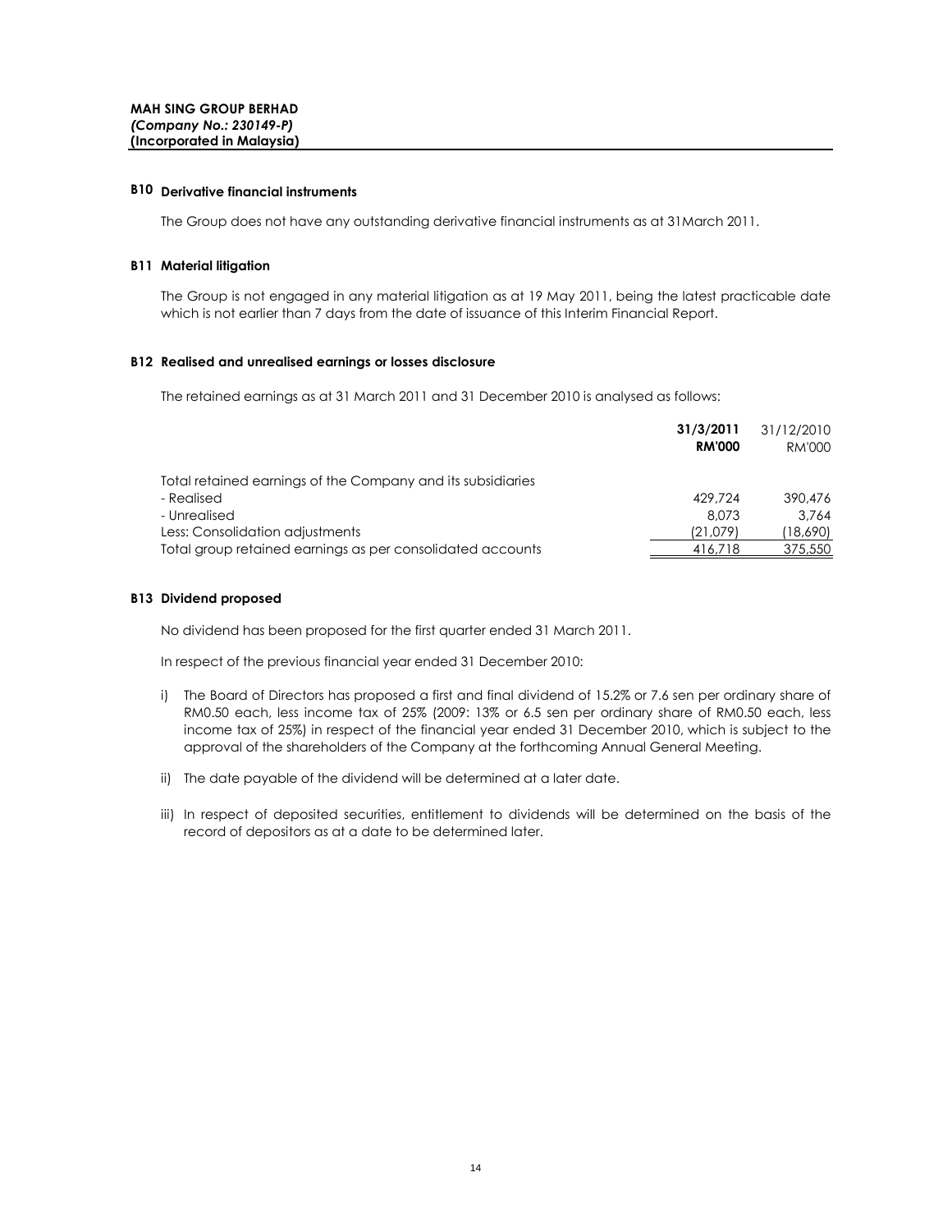**MAH SING GROUP BERHAD**
***(Company No.: 230149-P)***
**(Incorporated in Malaysia)**

### B10 Derivative financial instruments

The Group does not have any outstanding derivative financial instruments as at 31March 2011.

### B11 Material litigation

The Group is not engaged in any material litigation as at 19 May 2011, being the latest practicable date which is not earlier than 7 days from the date of issuance of this Interim Financial Report.

### B12 Realised and unrealised earnings or losses disclosure

The retained earnings as at 31 March 2011 and 31 December 2010 is analysed as follows:

| | **31/3/2011** | 31/12/2010 |
|---|---|---|
| | **RM'000** | RM'000 |
| Total retained earnings of the Company and its subsidiaries | | |
| - Realised | 429,724 | 390,476 |
| - Unrealised | 8,073 | 3,764 |
| Less: Consolidation adjustments | (21,079) | (18,690) |
| Total group retained earnings as per consolidated accounts | 416,718 | 375,550 |

### B13 Dividend proposed

No dividend has been proposed for the first quarter ended 31 March 2011.

In respect of the previous financial year ended 31 December 2010:

i) The Board of Directors has proposed a first and final dividend of 15.2% or 7.6 sen per ordinary share of RM0.50 each, less income tax of 25% (2009: 13% or 6.5 sen per ordinary share of RM0.50 each, less income tax of 25%) in respect of the financial year ended 31 December 2010, which is subject to the approval of the shareholders of the Company at the forthcoming Annual General Meeting.

ii) The date payable of the dividend will be determined at a later date.

iii) In respect of deposited securities, entitlement to dividends will be determined on the basis of the record of depositors as at a date to be determined later.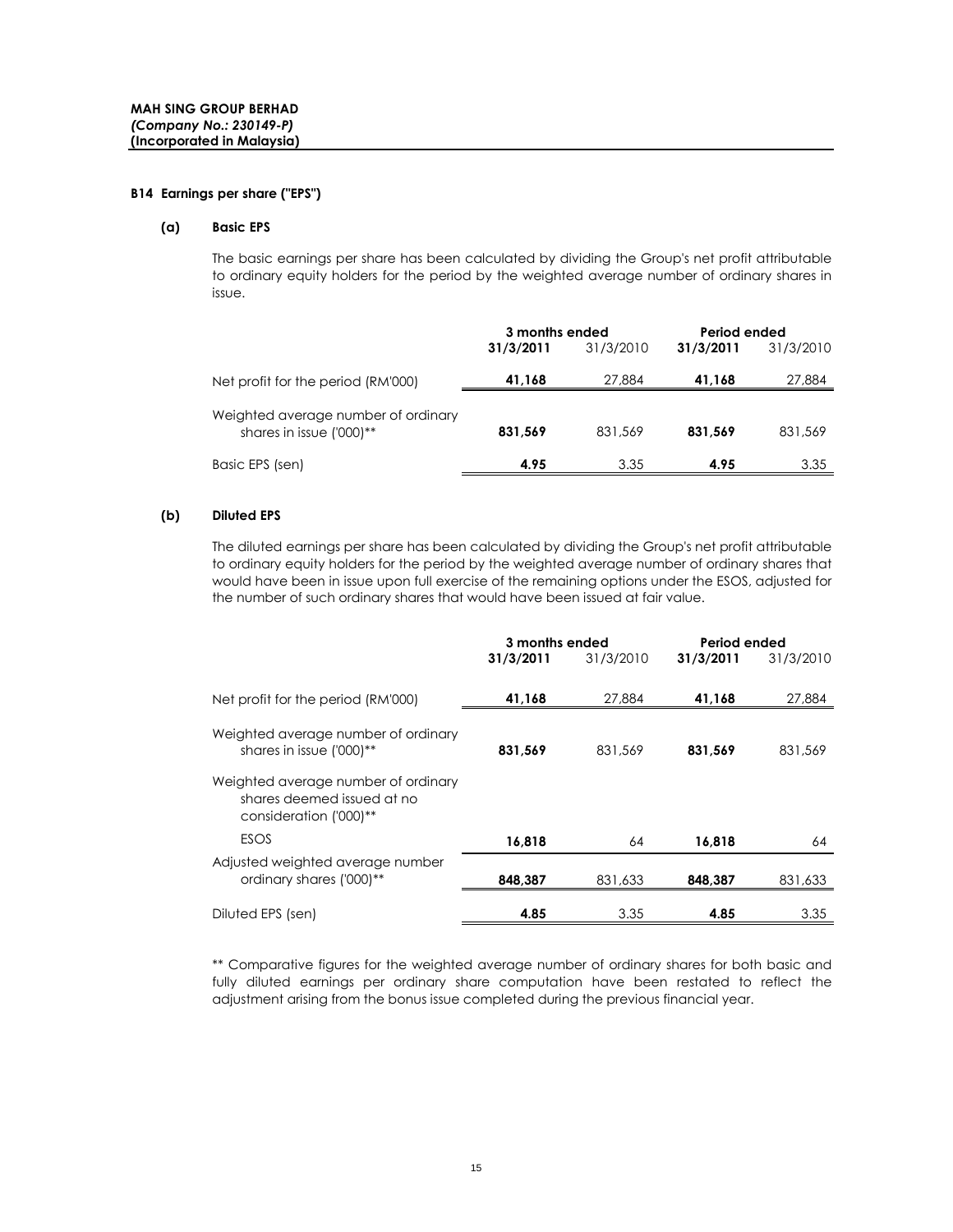**MAH SING GROUP BERHAD**
***(Company No.: 230149-P)***
**(Incorporated in Malaysia)**

### B14 Earnings per share ("EPS")

#### (a) Basic EPS

The basic earnings per share has been calculated by dividing the Group's net profit attributable to ordinary equity holders for the period by the weighted average number of ordinary shares in issue.

| | 3 months ended | | Period ended | |
|---|---|---|---|---|
| | **31/3/2011** | 31/3/2010 | **31/3/2011** | 31/3/2010 |
| Net profit for the period (RM'000) | **41,168** | 27,884 | **41,168** | 27,884 |
| Weighted average number of ordinary shares in issue ('000)** | **831,569** | 831,569 | **831,569** | 831,569 |
| Basic EPS (sen) | **4.95** | 3.35 | **4.95** | 3.35 |

#### (b) Diluted EPS

The diluted earnings per share has been calculated by dividing the Group's net profit attributable to ordinary equity holders for the period by the weighted average number of ordinary shares that would have been in issue upon full exercise of the remaining options under the ESOS, adjusted for the number of such ordinary shares that would have been issued at fair value.

| | 3 months ended | | Period ended | |
|---|---|---|---|---|
| | **31/3/2011** | 31/3/2010 | **31/3/2011** | 31/3/2010 |
| Net profit for the period (RM'000) | **41,168** | 27,884 | **41,168** | 27,884 |
| Weighted average number of ordinary shares in issue ('000)** | **831,569** | 831,569 | **831,569** | 831,569 |
| Weighted average number of ordinary shares deemed issued at no consideration ('000)** | | | | |
| ESOS | **16,818** | 64 | **16,818** | 64 |
| Adjusted weighted average number ordinary shares ('000)** | **848,387** | 831,633 | **848,387** | 831,633 |
| Diluted EPS (sen) | **4.85** | 3.35 | **4.85** | 3.35 |

** Comparative figures for the weighted average number of ordinary shares for both basic and fully diluted earnings per ordinary share computation have been restated to reflect the adjustment arising from the bonus issue completed during the previous financial year.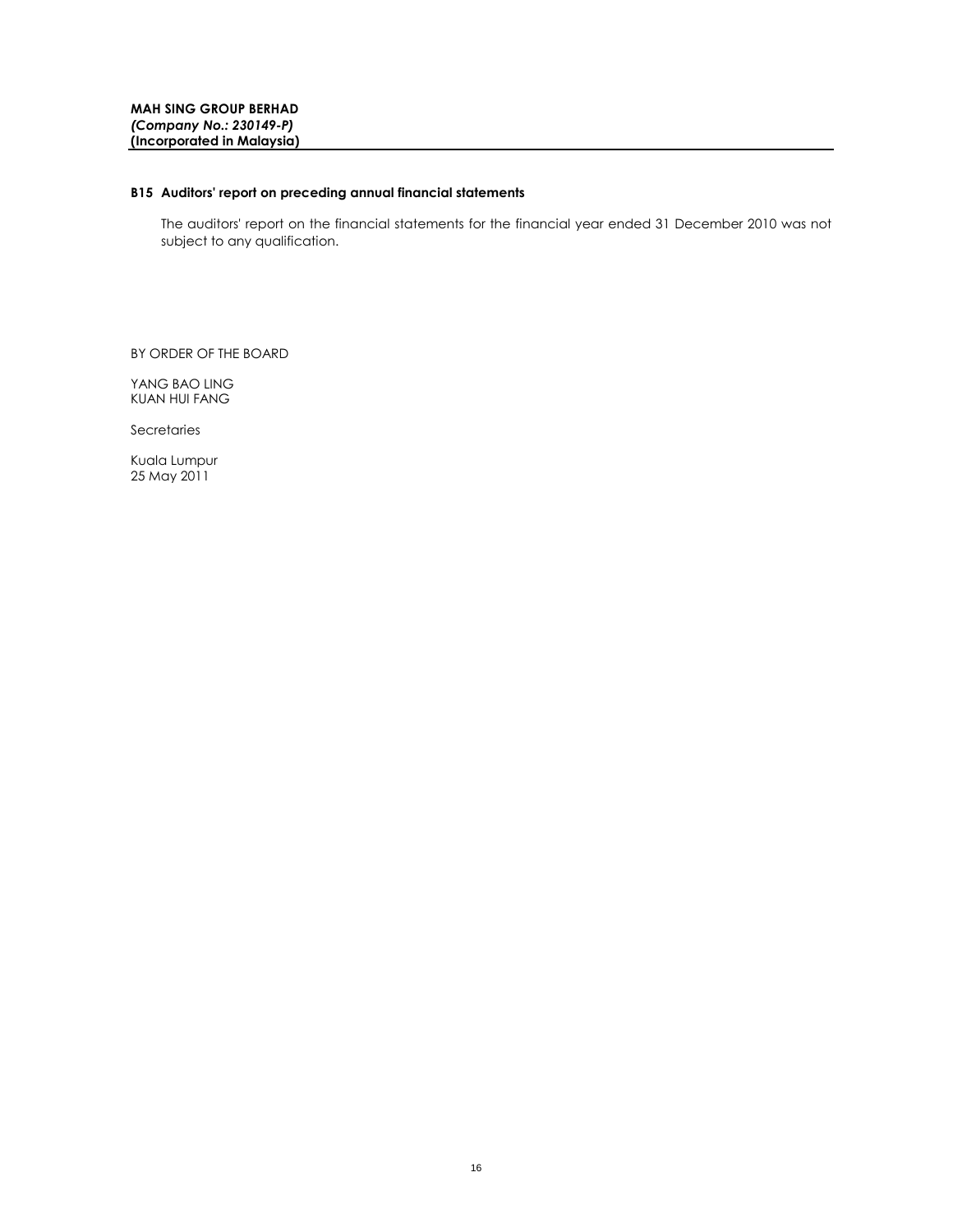### B15 Auditors' report on preceding annual financial statements

The auditors' report on the financial statements for the financial year ended 31 December 2010 was not subject to any qualification.

BY ORDER OF THE BOARD

YANG BAO LING
KUAN HUI FANG

Secretaries

Kuala Lumpur
25 May 2011